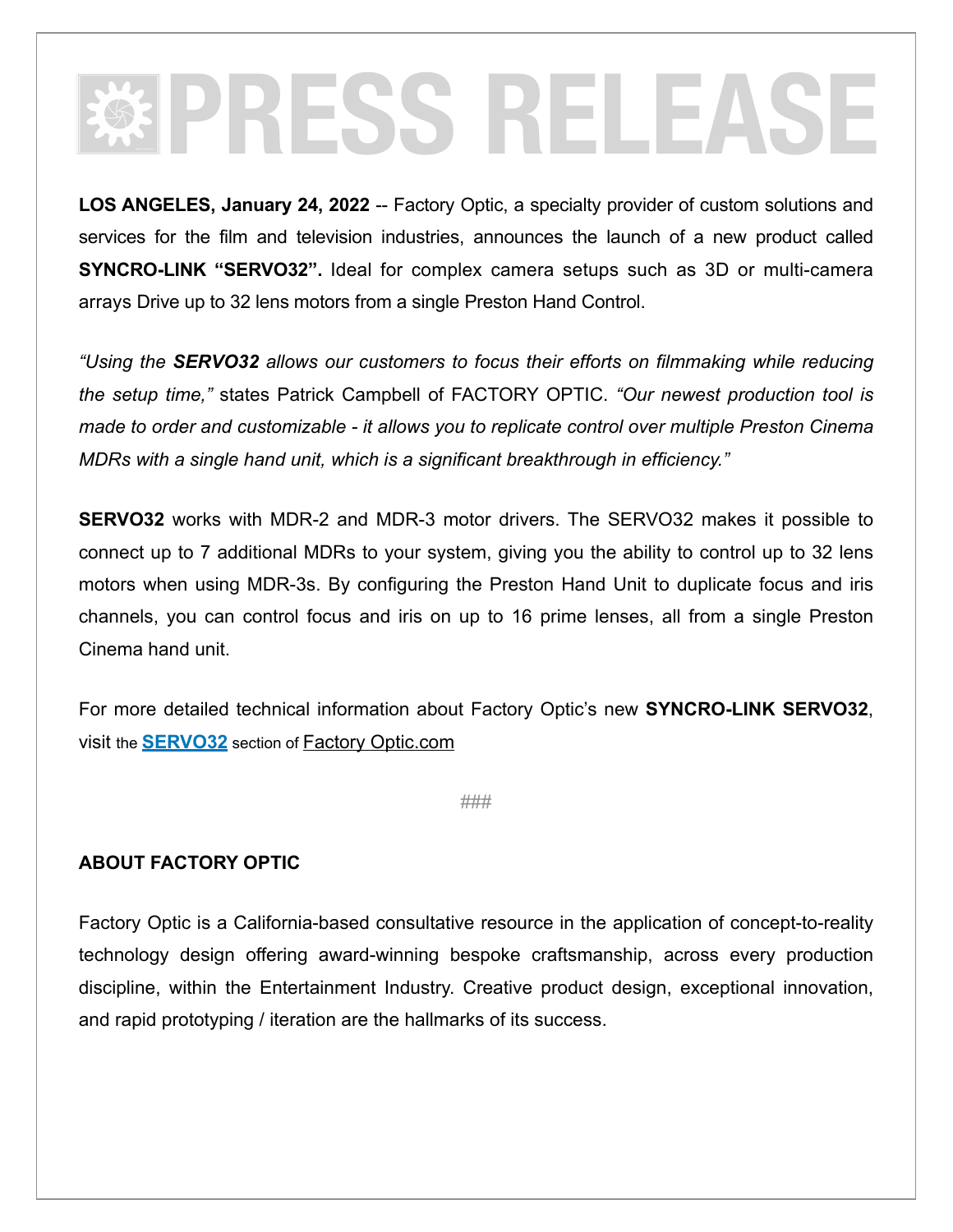# PRESS RELEASE

**LOS ANGELES, January 24, 2022** -- Factory Optic, a specialty provider of custom solutions and services for the film and television industries, announces the launch of a new product called **SYNCRO-LINK "SERVO32".** Ideal for complex camera setups such as 3D or multi-camera arrays Drive up to 32 lens motors from a single Preston Hand Control.

*"Using the **SERVO32** allows our customers to focus their efforts on filmmaking while reducing the setup time,"* states Patrick Campbell of FACTORY OPTIC. *"Our newest production tool is made to order and customizable - it allows you to replicate control over multiple Preston Cinema MDRs with a single hand unit, which is a significant breakthrough in efficiency."*

**SERVO32** works with MDR-2 and MDR-3 motor drivers. The SERVO32 makes it possible to connect up to 7 additional MDRs to your system, giving you the ability to control up to 32 lens motors when using MDR-3s. By configuring the Preston Hand Unit to duplicate focus and iris channels, you can control focus and iris on up to 16 prime lenses, all from a single Preston Cinema hand unit.

For more detailed technical information about Factory Optic's new **SYNCRO-LINK SERVO32**, visit the **SERVO32** section of Factory Optic.com

###

**ABOUT FACTORY OPTIC**

Factory Optic is a California-based consultative resource in the application of concept-to-reality technology design offering award-winning bespoke craftsmanship, across every production discipline, within the Entertainment Industry. Creative product design, exceptional innovation, and rapid prototyping / iteration are the hallmarks of its success.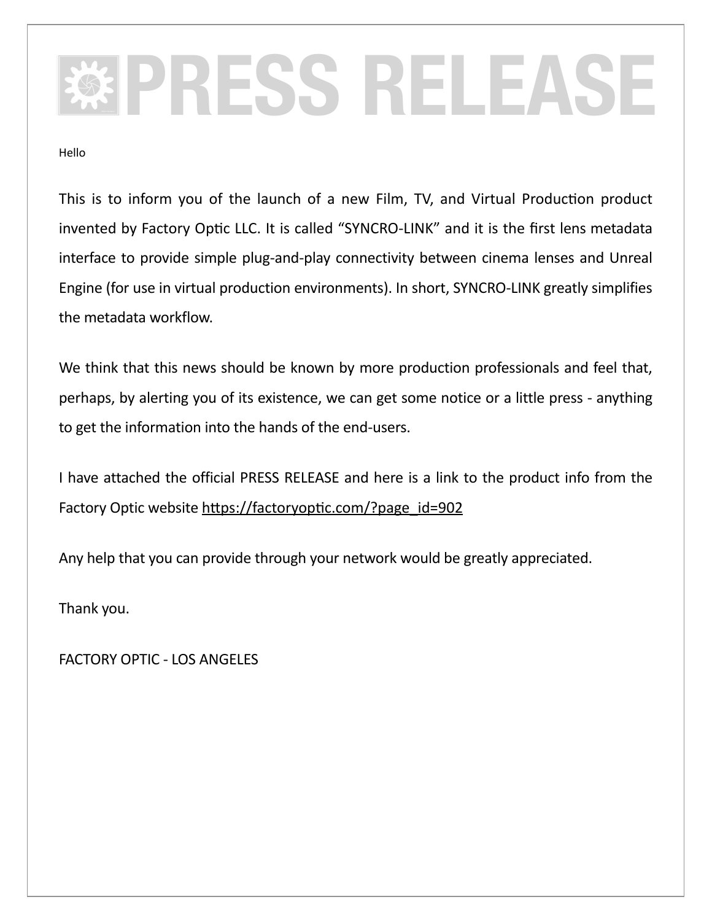# PRESS RELEASE

Hello

This is to inform you of the launch of a new Film, TV, and Virtual Production product invented by Factory Optic LLC. It is called "SYNCRO-LINK" and it is the first lens metadata interface to provide simple plug-and-play connectivity between cinema lenses and Unreal Engine (for use in virtual production environments). In short, SYNCRO-LINK greatly simplifies the metadata workflow.

We think that this news should be known by more production professionals and feel that, perhaps, by alerting you of its existence, we can get some notice or a little press - anything to get the information into the hands of the end-users.

I have attached the official PRESS RELEASE and here is a link to the product info from the Factory Optic website https://factoryoptic.com/?page_id=902

Any help that you can provide through your network would be greatly appreciated.

Thank you.

FACTORY OPTIC - LOS ANGELES